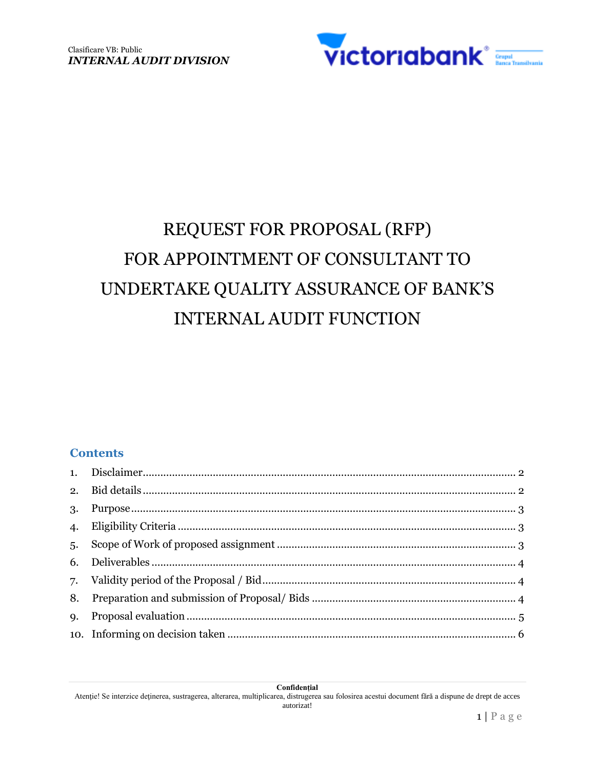Clasificare VB: Public
***INTERNAL AUDIT DIVISION***

# REQUEST FOR PROPOSAL (RFP) FOR APPOINTMENT OF CONSULTANT TO UNDERTAKE QUALITY ASSURANCE OF BANK'S INTERNAL AUDIT FUNCTION

## Contents

1. Disclaimer ........ 2
2. Bid details ........ 2
3. Purpose ........ 3
4. Eligibility Criteria ........ 3
5. Scope of Work of proposed assignment ........ 3
6. Deliverables ........ 4
7. Validity period of the Proposal / Bid ........ 4
8. Preparation and submission of Proposal/ Bids ........ 4
9. Proposal evaluation ........ 5
10. Informing on decision taken ........ 6

**Confidențial**
Atenție! Se interzice deținerea, sustragerea, alterarea, multiplicarea, distrugerea sau folosirea acestui document fără a dispune de drept de acces autorizat!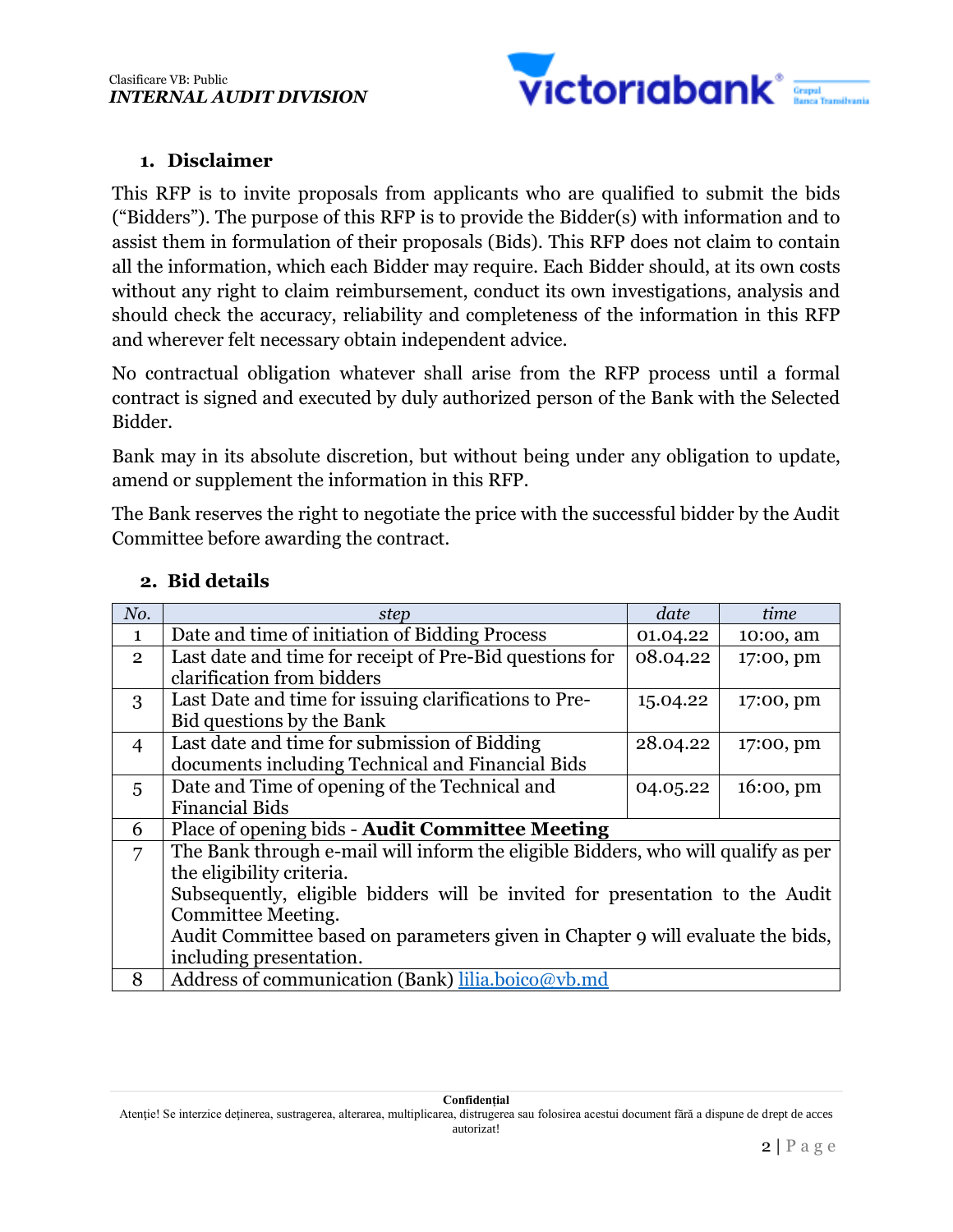## 1. Disclaimer

This RFP is to invite proposals from applicants who are qualified to submit the bids ("Bidders"). The purpose of this RFP is to provide the Bidder(s) with information and to assist them in formulation of their proposals (Bids). This RFP does not claim to contain all the information, which each Bidder may require. Each Bidder should, at its own costs without any right to claim reimbursement, conduct its own investigations, analysis and should check the accuracy, reliability and completeness of the information in this RFP and wherever felt necessary obtain independent advice.

No contractual obligation whatever shall arise from the RFP process until a formal contract is signed and executed by duly authorized person of the Bank with the Selected Bidder.

Bank may in its absolute discretion, but without being under any obligation to update, amend or supplement the information in this RFP.

The Bank reserves the right to negotiate the price with the successful bidder by the Audit Committee before awarding the contract.

## 2. Bid details

| *No.* | *step* | *date* | *time* |
|---|---|---|---|
| 1 | Date and time of initiation of Bidding Process | 01.04.22 | 10:00, am |
| 2 | Last date and time for receipt of Pre-Bid questions for clarification from bidders | 08.04.22 | 17:00, pm |
| 3 | Last Date and time for issuing clarifications to Pre-Bid questions by the Bank | 15.04.22 | 17:00, pm |
| 4 | Last date and time for submission of Bidding documents including Technical and Financial Bids | 28.04.22 | 17:00, pm |
| 5 | Date and Time of opening of the Technical and Financial Bids | 04.05.22 | 16:00, pm |
| 6 | Place of opening bids - **Audit Committee Meeting** | | |
| 7 | The Bank through e-mail will inform the eligible Bidders, who will qualify as per the eligibility criteria. Subsequently, eligible bidders will be invited for presentation to the Audit Committee Meeting. Audit Committee based on parameters given in Chapter 9 will evaluate the bids, including presentation. | | |
| 8 | Address of communication (Bank) lilia.boico@vb.md | | |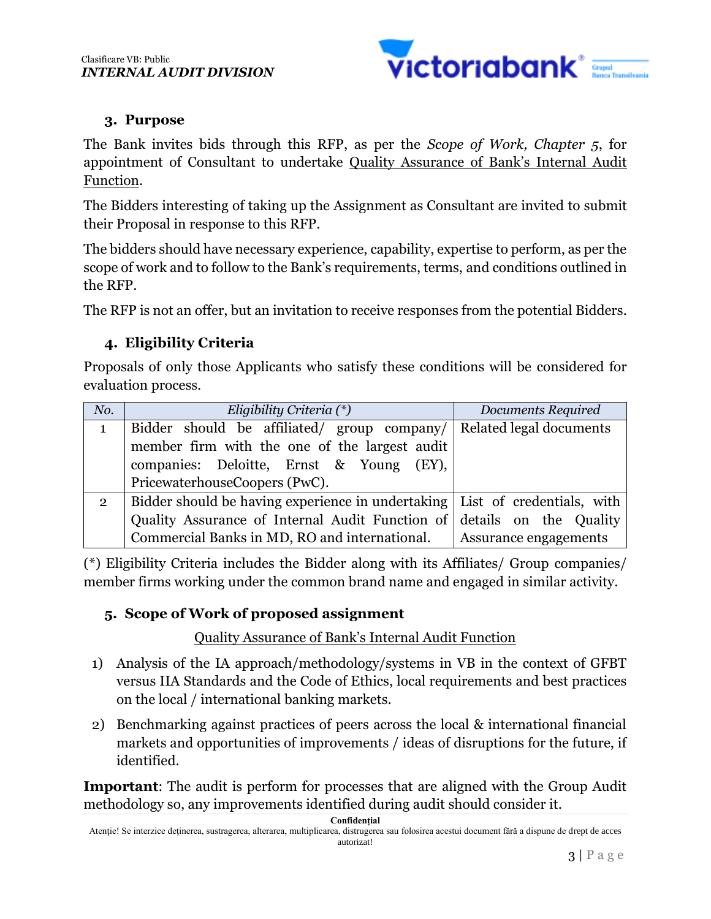## 3. Purpose

The Bank invites bids through this RFP, as per the *Scope of Work, Chapter 5*, for appointment of Consultant to undertake Quality Assurance of Bank's Internal Audit Function.

The Bidders interesting of taking up the Assignment as Consultant are invited to submit their Proposal in response to this RFP.

The bidders should have necessary experience, capability, expertise to perform, as per the scope of work and to follow to the Bank's requirements, terms, and conditions outlined in the RFP.

The RFP is not an offer, but an invitation to receive responses from the potential Bidders.

## 4. Eligibility Criteria

Proposals of only those Applicants who satisfy these conditions will be considered for evaluation process.

| *No.* | *Eligibility Criteria (*)* | *Documents Required* |
|---|---|---|
| 1 | Bidder should be affiliated/ group company/ member firm with the one of the largest audit companies: Deloitte, Ernst & Young (EY), PricewaterhouseCoopers (PwC). | Related legal documents |
| 2 | Bidder should be having experience in undertaking Quality Assurance of Internal Audit Function of Commercial Banks in MD, RO and international. | List of credentials, with details on the Quality Assurance engagements |

(*) Eligibility Criteria includes the Bidder along with its Affiliates/ Group companies/ member firms working under the common brand name and engaged in similar activity.

## 5. Scope of Work of proposed assignment

Quality Assurance of Bank's Internal Audit Function

1) Analysis of the IA approach/methodology/systems in VB in the context of GFBT versus IIA Standards and the Code of Ethics, local requirements and best practices on the local / international banking markets.
2) Benchmarking against practices of peers across the local & international financial markets and opportunities of improvements / ideas of disruptions for the future, if identified.

**Important**: The audit is perform for processes that are aligned with the Group Audit methodology so, any improvements identified during audit should consider it.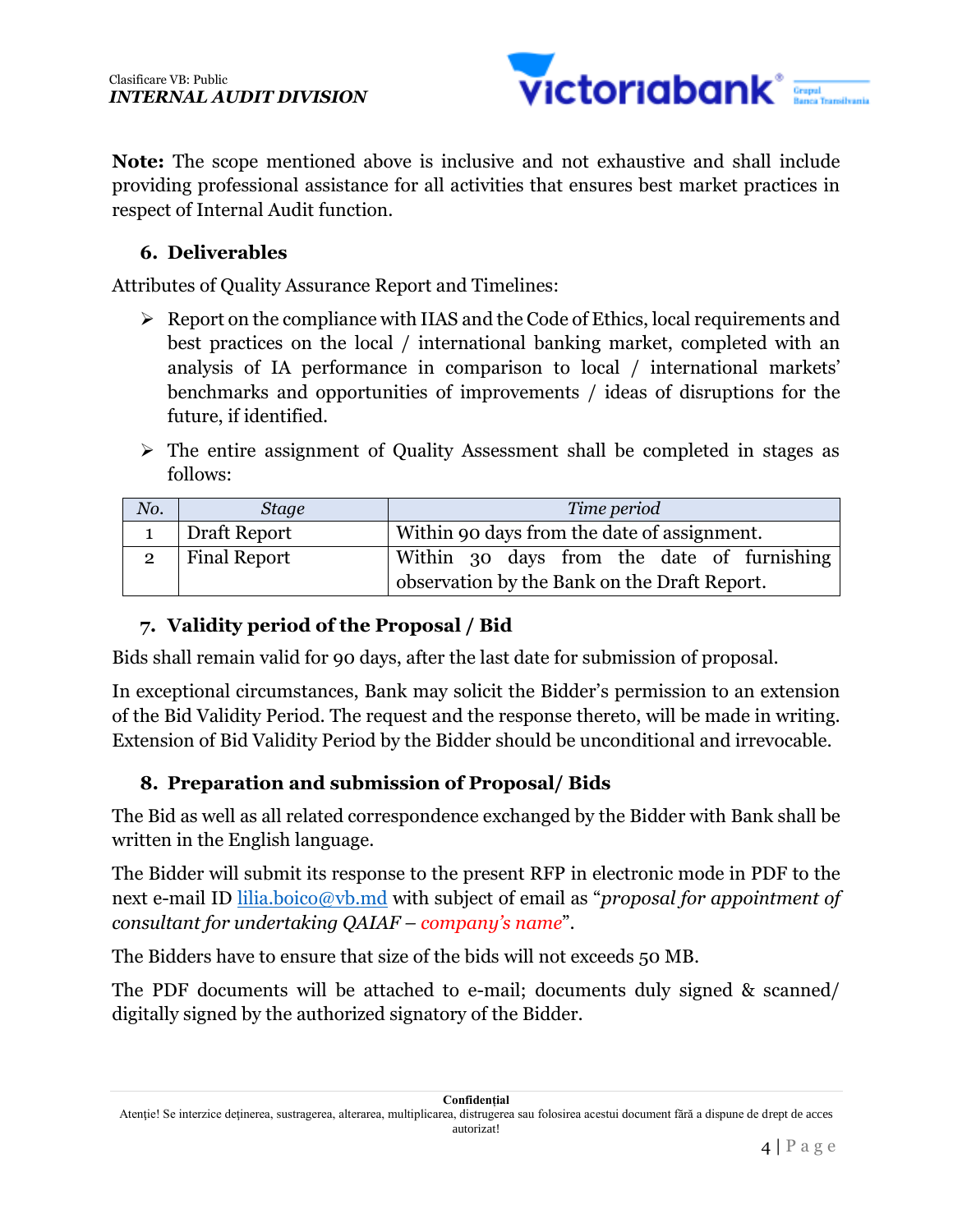**Note:** The scope mentioned above is inclusive and not exhaustive and shall include providing professional assistance for all activities that ensures best market practices in respect of Internal Audit function.

## 6. Deliverables

Attributes of Quality Assurance Report and Timelines:

- Report on the compliance with IIAS and the Code of Ethics, local requirements and best practices on the local / international banking market, completed with an analysis of IA performance in comparison to local / international markets' benchmarks and opportunities of improvements / ideas of disruptions for the future, if identified.
- The entire assignment of Quality Assessment shall be completed in stages as follows:

| *No.* | *Stage* | *Time period* |
|---|---|---|
| 1 | Draft Report | Within 90 days from the date of assignment. |
| 2 | Final Report | Within 30 days from the date of furnishing observation by the Bank on the Draft Report. |

## 7. Validity period of the Proposal / Bid

Bids shall remain valid for 90 days, after the last date for submission of proposal.

In exceptional circumstances, Bank may solicit the Bidder's permission to an extension of the Bid Validity Period. The request and the response thereto, will be made in writing. Extension of Bid Validity Period by the Bidder should be unconditional and irrevocable.

## 8. Preparation and submission of Proposal/ Bids

The Bid as well as all related correspondence exchanged by the Bidder with Bank shall be written in the English language.

The Bidder will submit its response to the present RFP in electronic mode in PDF to the next e-mail ID lilia.boico@vb.md with subject of email as "*proposal for appointment of consultant for undertaking QAIAF – company's name*".

The Bidders have to ensure that size of the bids will not exceeds 50 MB.

The PDF documents will be attached to e-mail; documents duly signed & scanned/ digitally signed by the authorized signatory of the Bidder.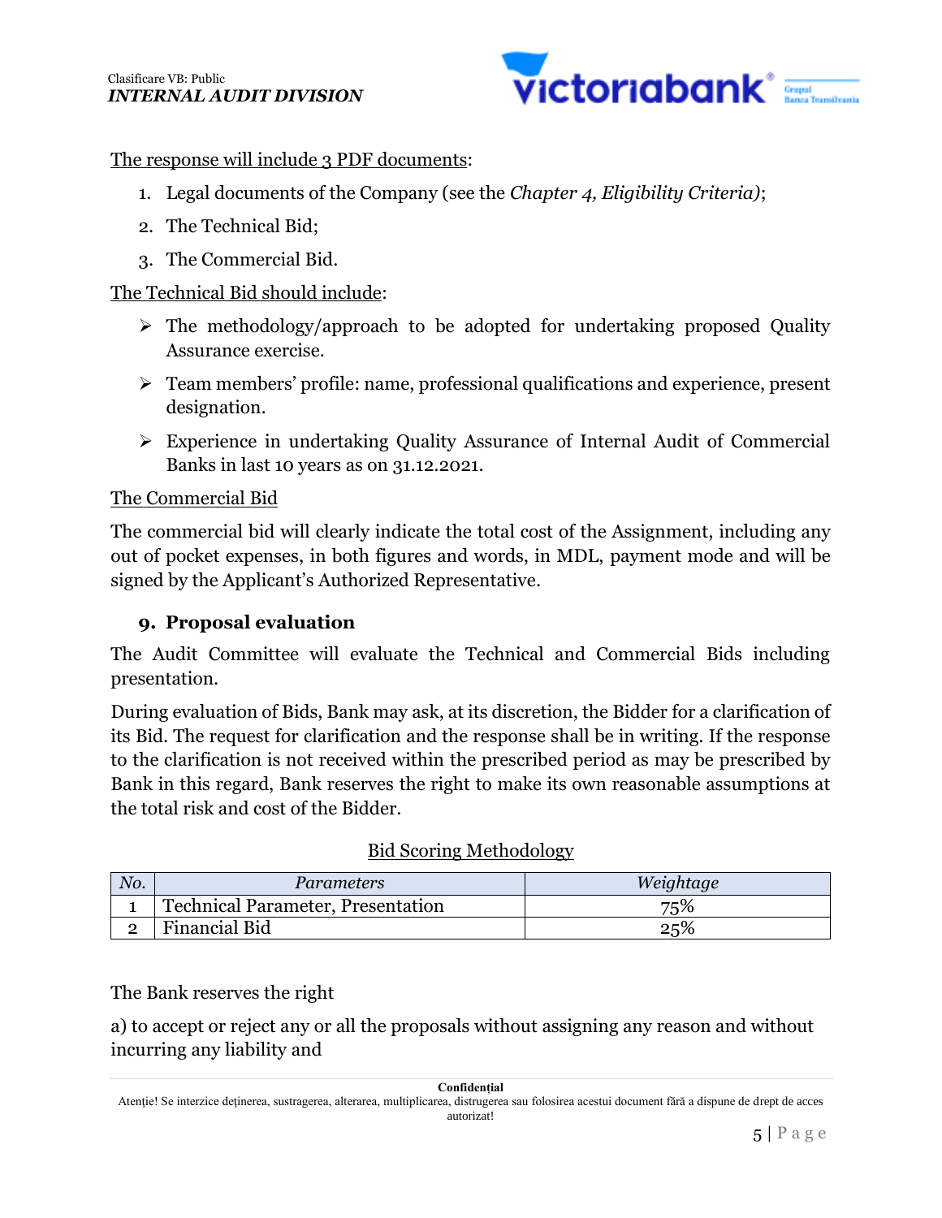The response will include 3 PDF documents:

1. Legal documents of the Company (see the *Chapter 4, Eligibility Criteria)*;
2. The Technical Bid;
3. The Commercial Bid.

The Technical Bid should include:

- The methodology/approach to be adopted for undertaking proposed Quality Assurance exercise.
- Team members' profile: name, professional qualifications and experience, present designation.
- Experience in undertaking Quality Assurance of Internal Audit of Commercial Banks in last 10 years as on 31.12.2021.

The Commercial Bid

The commercial bid will clearly indicate the total cost of the Assignment, including any out of pocket expenses, in both figures and words, in MDL, payment mode and will be signed by the Applicant's Authorized Representative.

## 9. Proposal evaluation

The Audit Committee will evaluate the Technical and Commercial Bids including presentation.

During evaluation of Bids, Bank may ask, at its discretion, the Bidder for a clarification of its Bid. The request for clarification and the response shall be in writing. If the response to the clarification is not received within the prescribed period as may be prescribed by Bank in this regard, Bank reserves the right to make its own reasonable assumptions at the total risk and cost of the Bidder.

Bid Scoring Methodology

| *No.* | *Parameters* | *Weightage* |
|---|---|---|
| 1 | Technical Parameter, Presentation | 75% |
| 2 | Financial Bid | 25% |

The Bank reserves the right

a) to accept or reject any or all the proposals without assigning any reason and without incurring any liability and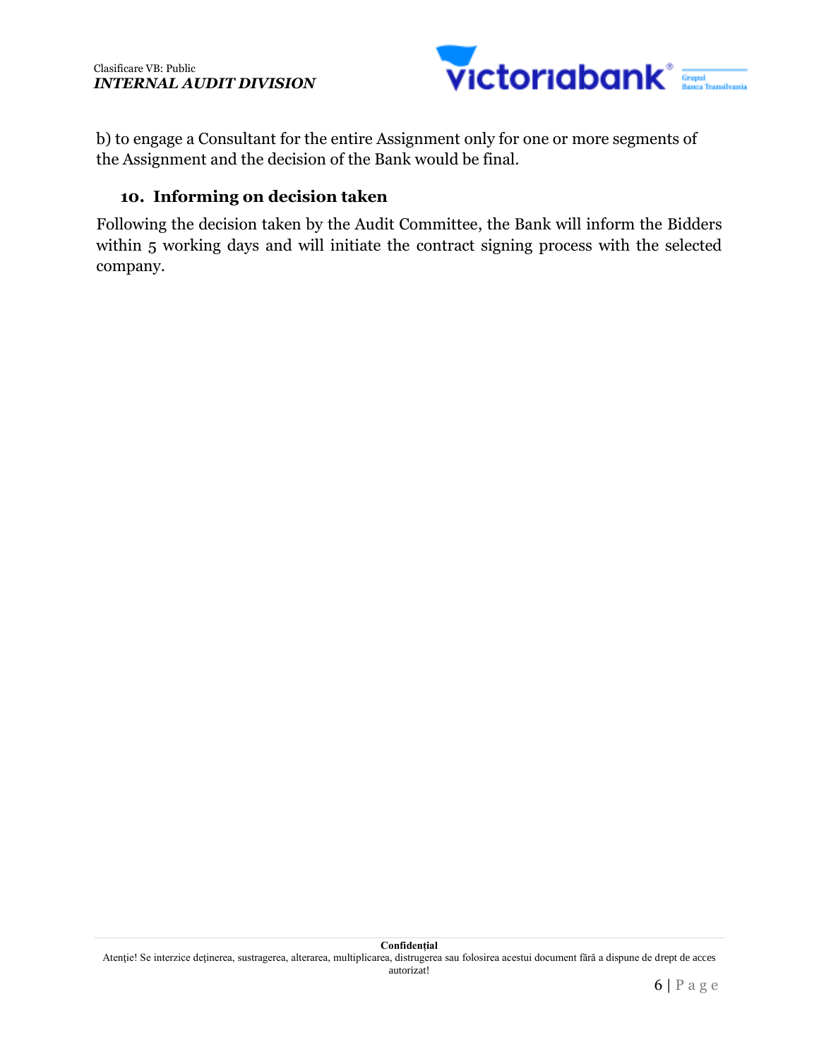b) to engage a Consultant for the entire Assignment only for one or more segments of the Assignment and the decision of the Bank would be final.

## 10. Informing on decision taken

Following the decision taken by the Audit Committee, the Bank will inform the Bidders within 5 working days and will initiate the contract signing process with the selected company.